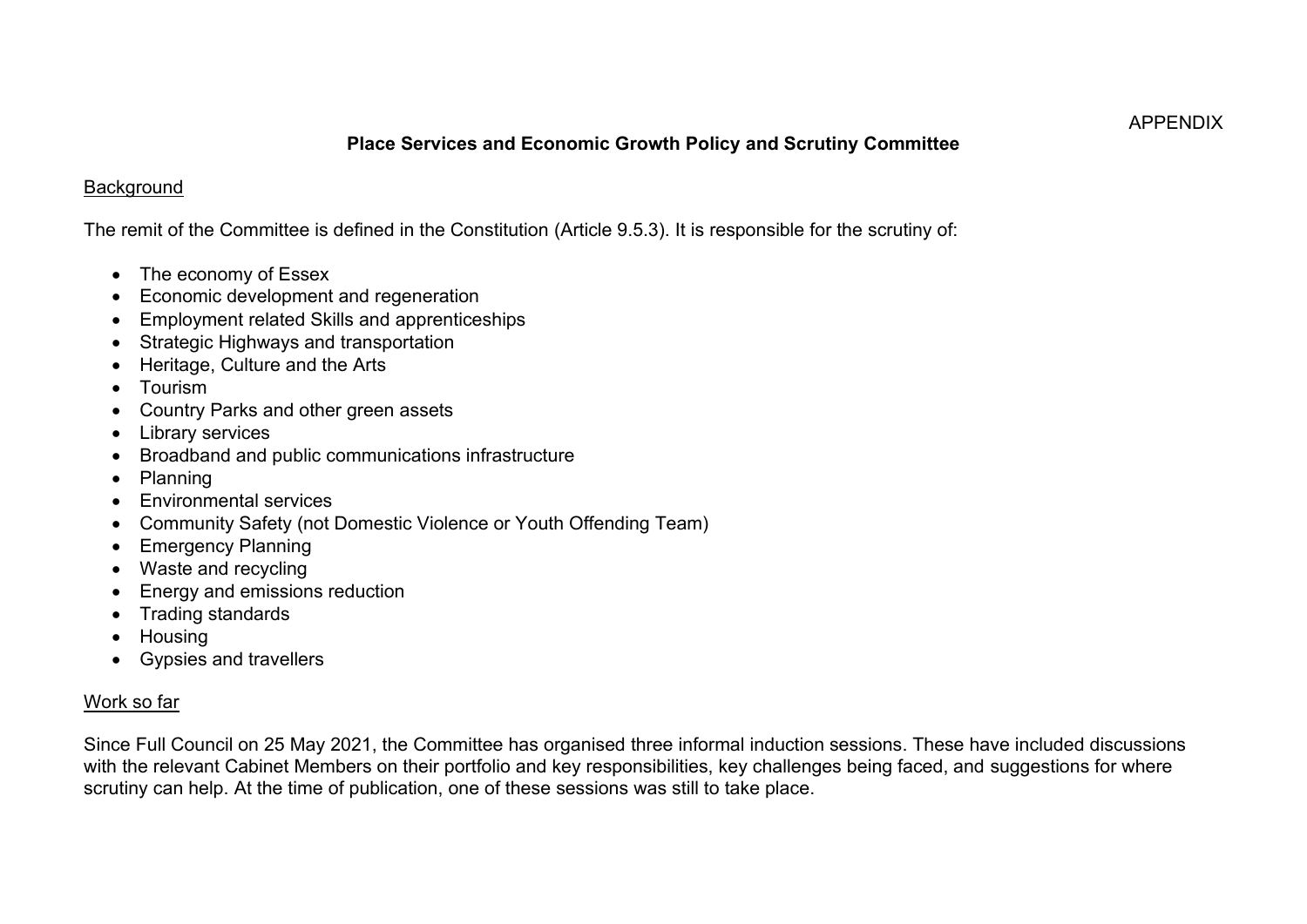APPENDIX

## Place Services and Economic Growth Policy and Scrutiny Committee

### Background

The remit of the Committee is defined in the Constitution (Article 9.5.3). It is responsible for the scrutiny of:

- The economy of Essex
- Economic development and regeneration
- Employment related Skills and apprenticeships
- Strategic Highways and transportation
- Heritage, Culture and the Arts
- Tourism
- Country Parks and other green assets
- Library services
- Broadband and public communications infrastructure
- Planning
- Environmental services
- Community Safety (not Domestic Violence or Youth Offending Team)
- Emergency Planning
- Waste and recycling
- Energy and emissions reduction
- Trading standards
- Housing
- Gypsies and travellers

### Work so far

Since Full Council on 25 May 2021, the Committee has organised three informal induction sessions. These have included discussions with the relevant Cabinet Members on their portfolio and key responsibilities, key challenges being faced, and suggestions for where scrutiny can help. At the time of publication, one of these sessions was still to take place.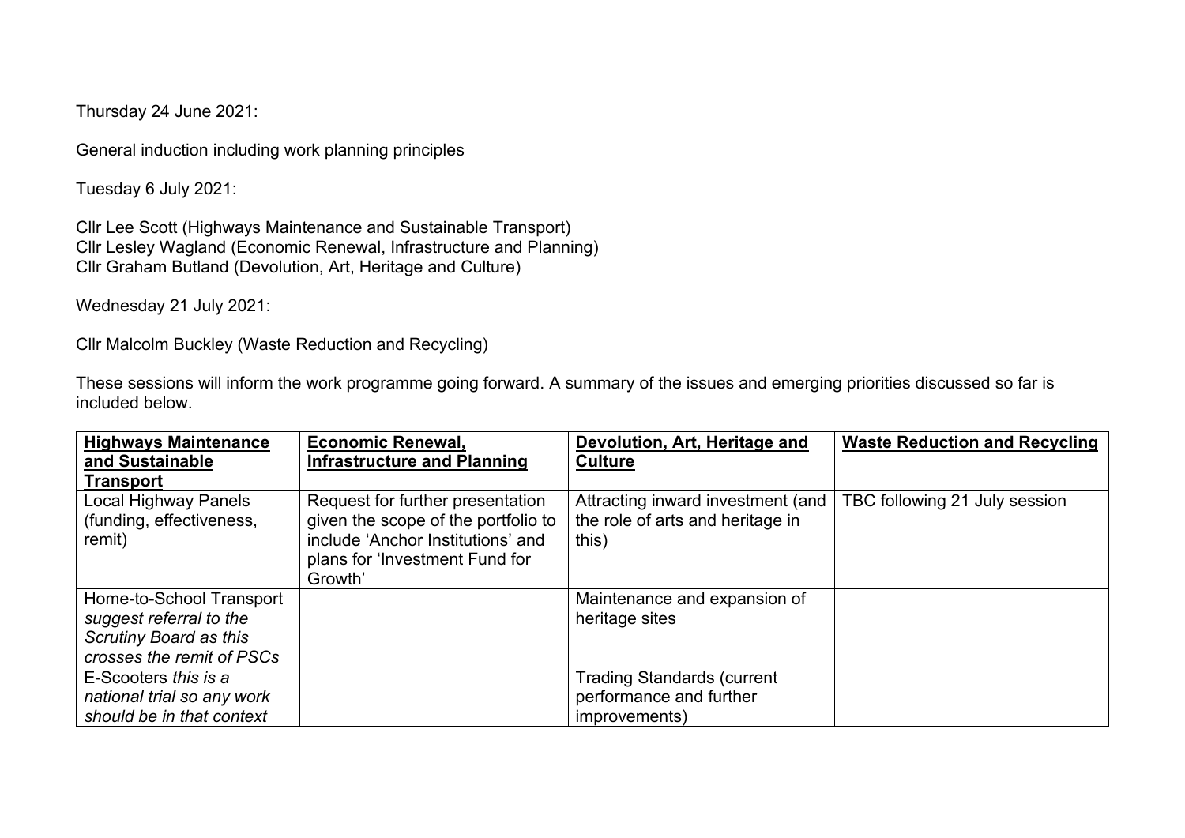Thursday 24 June 2021:

General induction including work planning principles

Tuesday 6 July 2021:

Cllr Lee Scott (Highways Maintenance and Sustainable Transport)
Cllr Lesley Wagland (Economic Renewal, Infrastructure and Planning)
Cllr Graham Butland (Devolution, Art, Heritage and Culture)

Wednesday 21 July 2021:

Cllr Malcolm Buckley (Waste Reduction and Recycling)

These sessions will inform the work programme going forward. A summary of the issues and emerging priorities discussed so far is included below.

| **Highways Maintenance and Sustainable Transport** | **Economic Renewal, Infrastructure and Planning** | **Devolution, Art, Heritage and Culture** | **Waste Reduction and Recycling** |
|---|---|---|---|
| Local Highway Panels (funding, effectiveness, remit) | Request for further presentation given the scope of the portfolio to include 'Anchor Institutions' and plans for 'Investment Fund for Growth' | Attracting inward investment (and the role of arts and heritage in this) | TBC following 21 July session |
| Home-to-School Transport *suggest referral to the Scrutiny Board as this crosses the remit of PSCs* | | Maintenance and expansion of heritage sites | |
| E-Scooters *this is a national trial so any work should be in that context* | | Trading Standards (current performance and further improvements) | |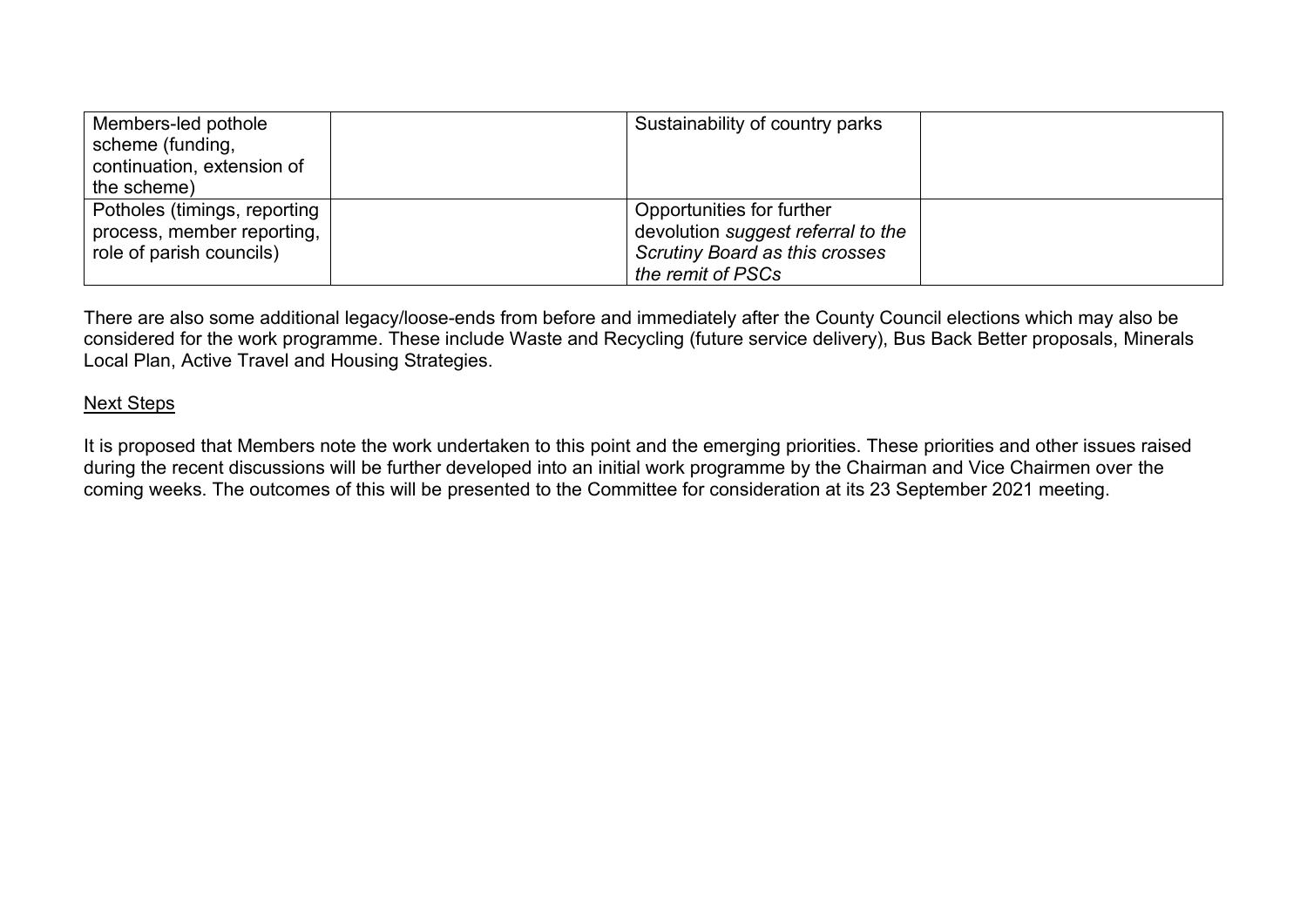| | | | |
|---|---|---|---|
| Members-led pothole scheme (funding, continuation, extension of the scheme) | | Sustainability of country parks | |
| Potholes (timings, reporting process, member reporting, role of parish councils) | | Opportunities for further devolution *suggest referral to the Scrutiny Board as this crosses the remit of PSCs* | |

There are also some additional legacy/loose-ends from before and immediately after the County Council elections which may also be considered for the work programme. These include Waste and Recycling (future service delivery), Bus Back Better proposals, Minerals Local Plan, Active Travel and Housing Strategies.

<u>Next Steps</u>

It is proposed that Members note the work undertaken to this point and the emerging priorities. These priorities and other issues raised during the recent discussions will be further developed into an initial work programme by the Chairman and Vice Chairmen over the coming weeks. The outcomes of this will be presented to the Committee for consideration at its 23 September 2021 meeting.